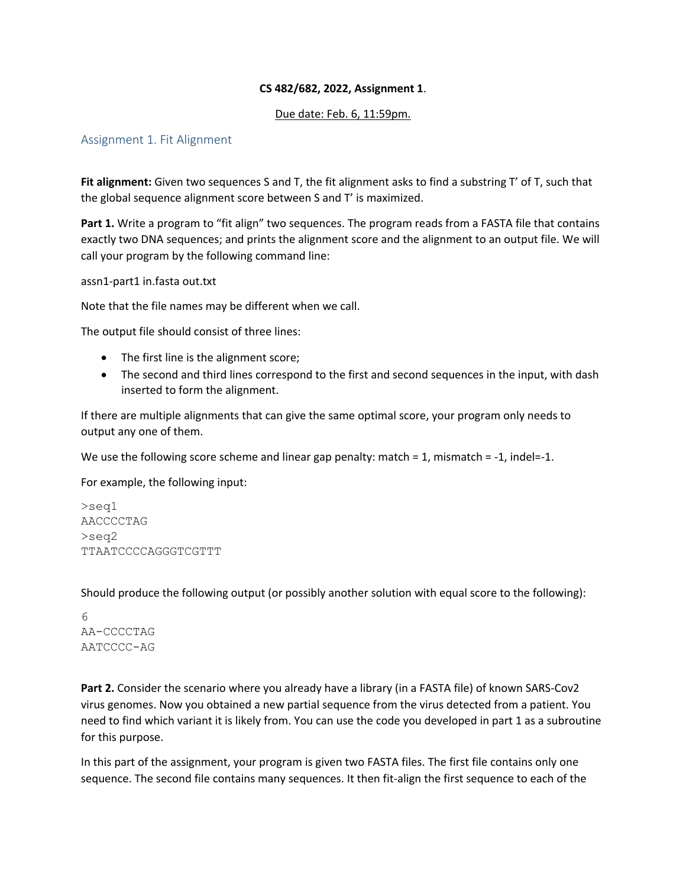**CS 482/682, 2022, Assignment 1**.

Due date: Feb. 6, 11:59pm.

## Assignment 1. Fit Alignment

**Fit alignment:** Given two sequences S and T, the fit alignment asks to find a substring T' of T, such that the global sequence alignment score between S and T' is maximized.

**Part 1.** Write a program to "fit align" two sequences. The program reads from a FASTA file that contains exactly two DNA sequences; and prints the alignment score and the alignment to an output file. We will call your program by the following command line:

assn1-part1 in.fasta out.txt

Note that the file names may be different when we call.

The output file should consist of three lines:

- The first line is the alignment score;
- The second and third lines correspond to the first and second sequences in the input, with dash inserted to form the alignment.

If there are multiple alignments that can give the same optimal score, your program only needs to output any one of them.

We use the following score scheme and linear gap penalty: match = 1, mismatch = -1, indel=-1.

For example, the following input:

```
>seq1
AACCCCTAG
>seq2
TTAATCCCCAGGGTCGTTT
```

Should produce the following output (or possibly another solution with equal score to the following):

```
6
AA-CCCCTAG
AATCCCC-AG
```

**Part 2.** Consider the scenario where you already have a library (in a FASTA file) of known SARS-Cov2 virus genomes. Now you obtained a new partial sequence from the virus detected from a patient. You need to find which variant it is likely from. You can use the code you developed in part 1 as a subroutine for this purpose.

In this part of the assignment, your program is given two FASTA files. The first file contains only one sequence. The second file contains many sequences. It then fit-align the first sequence to each of the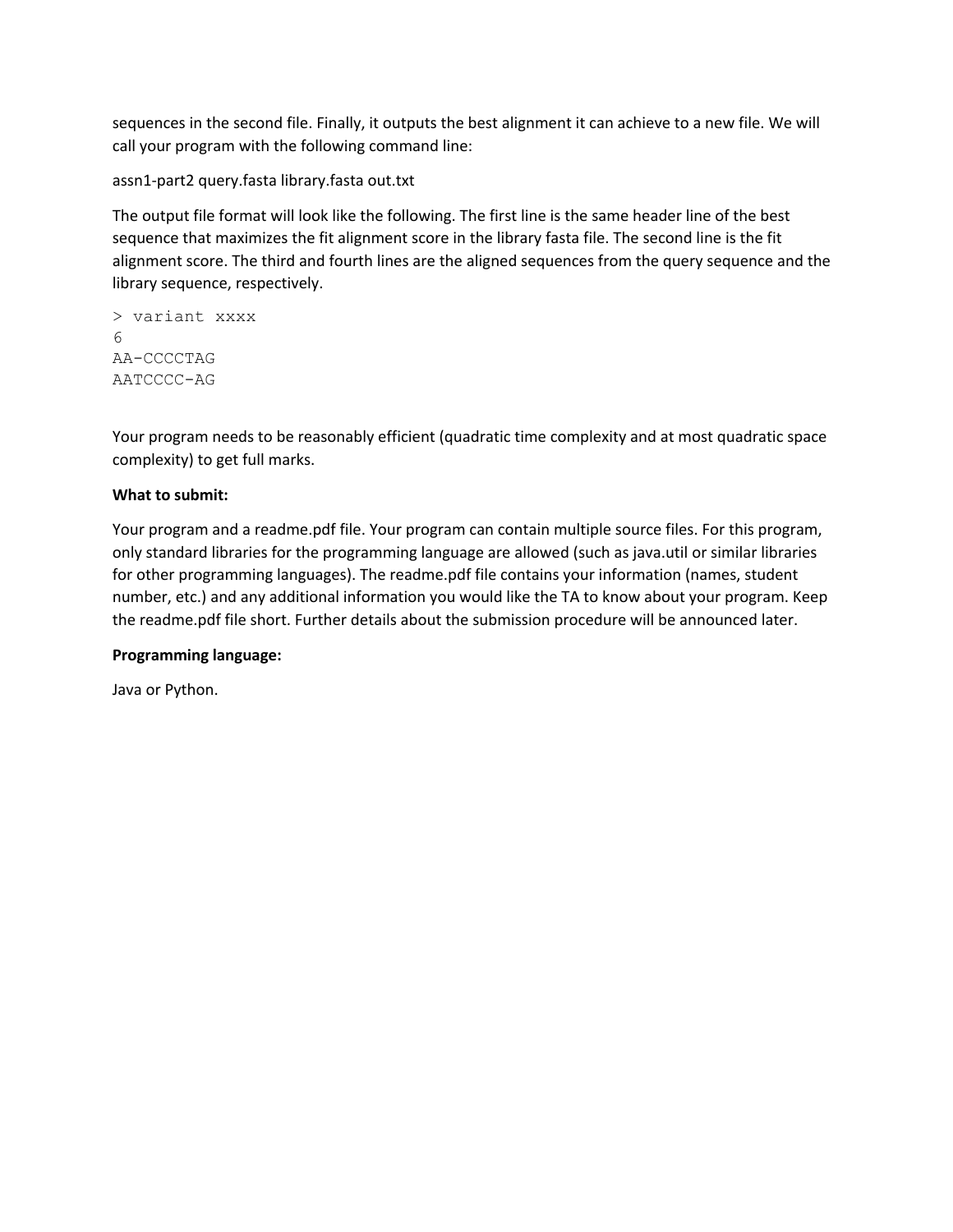sequences in the second file. Finally, it outputs the best alignment it can achieve to a new file. We will call your program with the following command line:

assn1-part2 query.fasta library.fasta out.txt

The output file format will look like the following. The first line is the same header line of the best sequence that maximizes the fit alignment score in the library fasta file. The second line is the fit alignment score. The third and fourth lines are the aligned sequences from the query sequence and the library sequence, respectively.

```
> variant xxxx
6
AA-CCCCTAG
AATCCCC-AG
```

Your program needs to be reasonably efficient (quadratic time complexity and at most quadratic space complexity) to get full marks.

**What to submit:**

Your program and a readme.pdf file. Your program can contain multiple source files. For this program, only standard libraries for the programming language are allowed (such as java.util or similar libraries for other programming languages). The readme.pdf file contains your information (names, student number, etc.) and any additional information you would like the TA to know about your program. Keep the readme.pdf file short. Further details about the submission procedure will be announced later.

**Programming language:**

Java or Python.